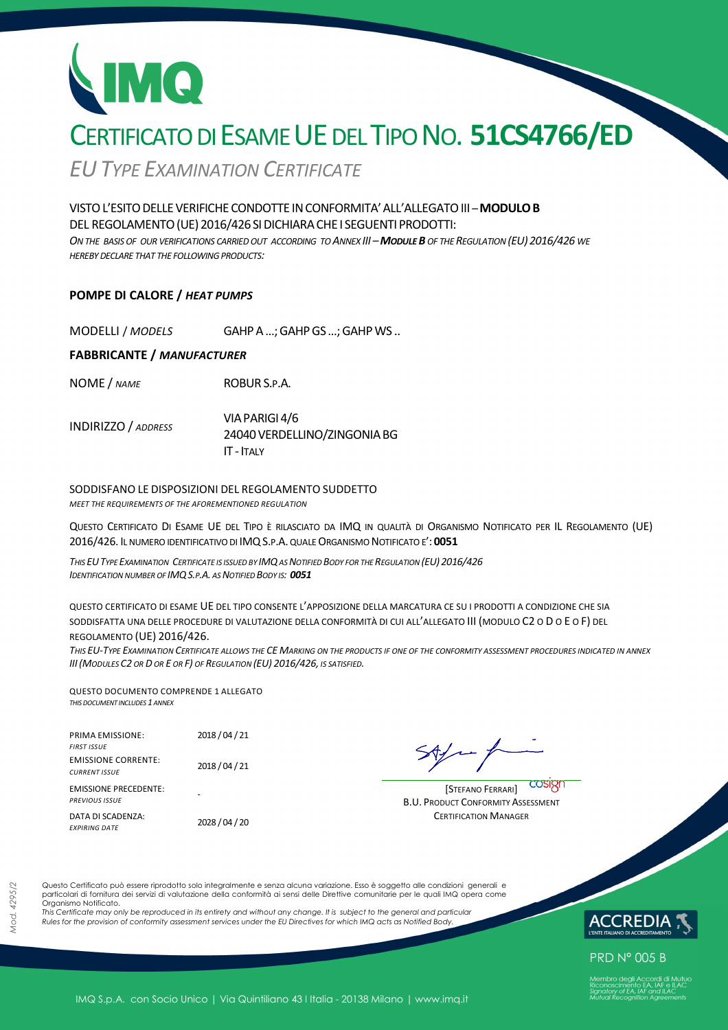IMQ

# CERTIFICATO DI ESAME UE DEL TIPO NO. **51CS4766/ED**

*EU TYPE EXAMINATION CERTIFICATE*

VISTO L'ESITO DELLE VERIFICHE CONDOTTE IN CONFORMITA' ALL'ALLEGATO III – **MODULO B**
DEL REGOLAMENTO (UE) 2016/426 SI DICHIARA CHE I SEGUENTI PRODOTTI:
*ON THE BASIS OF OUR VERIFICATIONS CARRIED OUT ACCORDING TO ANNEX III – **MODULE B** OF THE REGULATION (EU) 2016/426 WE HEREBY DECLARE THAT THE FOLLOWING PRODUCTS:*

**POMPE DI CALORE / *HEAT PUMPS***

| | |
|---|---|
| MODELLI / *MODELS* | GAHP A ...; GAHP GS ...; GAHP WS .. |

**FABBRICANTE / *MANUFACTURER***

| | |
|---|---|
| NOME / *NAME* | ROBUR S.P.A. |
| INDIRIZZO / *ADDRESS* | VIA PARIGI 4/6<br>24040 VERDELLINO/ZINGONIA BG<br>IT - ITALY |

SODDISFANO LE DISPOSIZIONI DEL REGOLAMENTO SUDDETTO
*MEET THE REQUIREMENTS OF THE AFOREMENTIONED REGULATION*

QUESTO CERTIFICATO DI ESAME UE DEL TIPO È RILASCIATO DA IMQ IN QUALITÀ DI ORGANISMO NOTIFICATO PER IL REGOLAMENTO (UE) 2016/426. IL NUMERO IDENTIFICATIVO DI IMQ S.P.A. QUALE ORGANISMO NOTIFICATO E': **0051**

*THIS EU TYPE EXAMINATION CERTIFICATE IS ISSUED BY IMQ AS NOTIFIED BODY FOR THE REGULATION (EU) 2016/426*
*IDENTIFICATION NUMBER OF IMQ S.P.A. AS NOTIFIED BODY IS: **0051***

QUESTO CERTIFICATO DI ESAME UE DEL TIPO CONSENTE L'APPOSIZIONE DELLA MARCATURA CE SU I PRODOTTI A CONDIZIONE CHE SIA SODDISFATTA UNA DELLE PROCEDURE DI VALUTAZIONE DELLA CONFORMITÀ DI CUI ALL'ALLEGATO III (MODULO C2 O D O E O F) DEL REGOLAMENTO (UE) 2016/426.
*THIS EU-TYPE EXAMINATION CERTIFICATE ALLOWS THE CE MARKING ON THE PRODUCTS IF ONE OF THE CONFORMITY ASSESSMENT PROCEDURES INDICATED IN ANNEX III (MODULES C2 OR D OR E OR F) OF REGULATION (EU) 2016/426, IS SATISFIED.*

QUESTO DOCUMENTO COMPRENDE 1 ALLEGATO
*THIS DOCUMENT INCLUDES 1 ANNEX*

| | |
|---|---|
| PRIMA EMISSIONE: *FIRST ISSUE* | 2018 / 04 / 21 |
| EMISSIONE CORRENTE: *CURRENT ISSUE* | 2018 / 04 / 21 |
| EMISSIONE PRECEDENTE: *PREVIOUS ISSUE* | - |
| DATA DI SCADENZA: *EXPIRING DATE* | 2028 / 04 / 20 |

[STEFANO FERRARI]
B.U. PRODUCT CONFORMITY ASSESSMENT
CERTIFICATION MANAGER

Questo Certificato può essere riprodotto solo integralmente e senza alcuna variazione. Esso è soggetto alle condizioni generali e particolari di fornitura dei servizi di valutazione della conformità ai sensi delle Direttive comunitarie per le quali IMQ opera come Organismo Notificato.
*This Certificate may only be reproduced in its entirety and without any change. It is subject to the general and particular Rules for the provision of conformity assessment services under the EU Directives for which IMQ acts as Notified Body.*

Mod. 4295/2

ACCREDIA L'ENTE ITALIANO DI ACCREDITAMENTO
PRD N° 005 B
Membro degli Accordi di Mutuo Riconoscimento EA, IAF e ILAC
*Signatory of EA, IAF and ILAC Mutual Recognition Agreements*

IMQ S.p.A. con Socio Unico | Via Quintiliano 43 I Italia - 20138 Milano | www.imq.it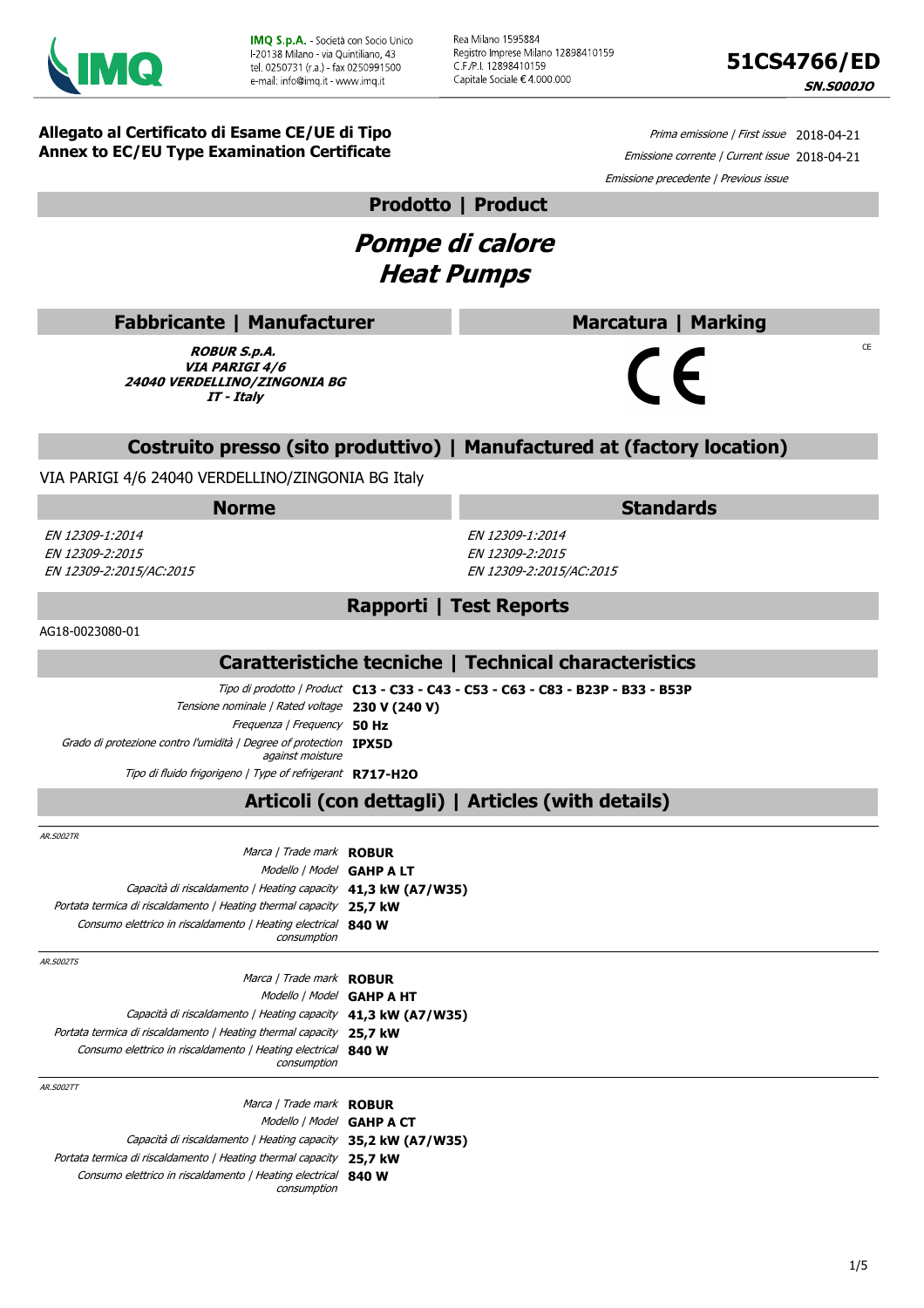**IMQ S.p.A.** - Società con Socio Unico
I-20138 Milano - via Quintiliano, 43
tel. 0250731 (r.a.) - fax 0250991500
e-mail: info@imq.it - www.imq.it

Rea Milano 1595884
Registro Imprese Milano 12898410159
C.F./P.I. 12898410159
Capitale Sociale € 4.000.000

# 51CS4766/ED

**SN.S000JO**

**Allegato al Certificato di Esame CE/UE di Tipo**
**Annex to EC/EU Type Examination Certificate**

*Prima emissione | First issue* 2018-04-21
*Emissione corrente | Current issue* 2018-04-21
*Emissione precedente | Previous issue*

## Prodotto | Product

# *Pompe di calore*
# *Heat Pumps*

## Fabbricante | Manufacturer

***ROBUR S.p.A.***
***VIA PARIGI 4/6***
***24040 VERDELLINO/ZINGONIA BG***
***IT - Italy***

## Marcatura | Marking

CE

## Costruito presso (sito produttivo) | Manufactured at (factory location)

VIA PARIGI 4/6 24040 VERDELLINO/ZINGONIA BG Italy

## Norme

*EN 12309-1:2014*
*EN 12309-2:2015*
*EN 12309-2:2015/AC:2015*

## Standards

*EN 12309-1:2014*
*EN 12309-2:2015*
*EN 12309-2:2015/AC:2015*

## Rapporti | Test Reports

AG18-0023080-01

## Caratteristiche tecniche | Technical characteristics

| | |
|---|---|
| *Tipo di prodotto / Product* | **C13 - C33 - C43 - C53 - C63 - C83 - B23P - B33 - B53P** |
| *Tensione nominale / Rated voltage* | **230 V (240 V)** |
| *Frequenza / Frequency* | **50 Hz** |
| *Grado di protezione contro l'umidità / Degree of protection against moisture* | **IPX5D** |
| *Tipo di fluido frigorigeno / Type of refrigerant* | **R717-H2O** |

## Articoli (con dettagli) | Articles (with details)

*AR.S002TR*

| | |
|---|---|
| *Marca / Trade mark* | **ROBUR** |
| *Modello / Model* | **GAHP A LT** |
| *Capacità di riscaldamento / Heating capacity* | **41,3 kW (A7/W35)** |
| *Portata termica di riscaldamento / Heating thermal capacity* | **25,7 kW** |
| *Consumo elettrico in riscaldamento / Heating electrical consumption* | **840 W** |

*AR.S002TS*

| | |
|---|---|
| *Marca / Trade mark* | **ROBUR** |
| *Modello / Model* | **GAHP A HT** |
| *Capacità di riscaldamento / Heating capacity* | **41,3 kW (A7/W35)** |
| *Portata termica di riscaldamento / Heating thermal capacity* | **25,7 kW** |
| *Consumo elettrico in riscaldamento / Heating electrical consumption* | **840 W** |

*AR.S002TT*

| | |
|---|---|
| *Marca / Trade mark* | **ROBUR** |
| *Modello / Model* | **GAHP A CT** |
| *Capacità di riscaldamento / Heating capacity* | **35,2 kW (A7/W35)** |
| *Portata termica di riscaldamento / Heating thermal capacity* | **25,7 kW** |
| *Consumo elettrico in riscaldamento / Heating electrical consumption* | **840 W** |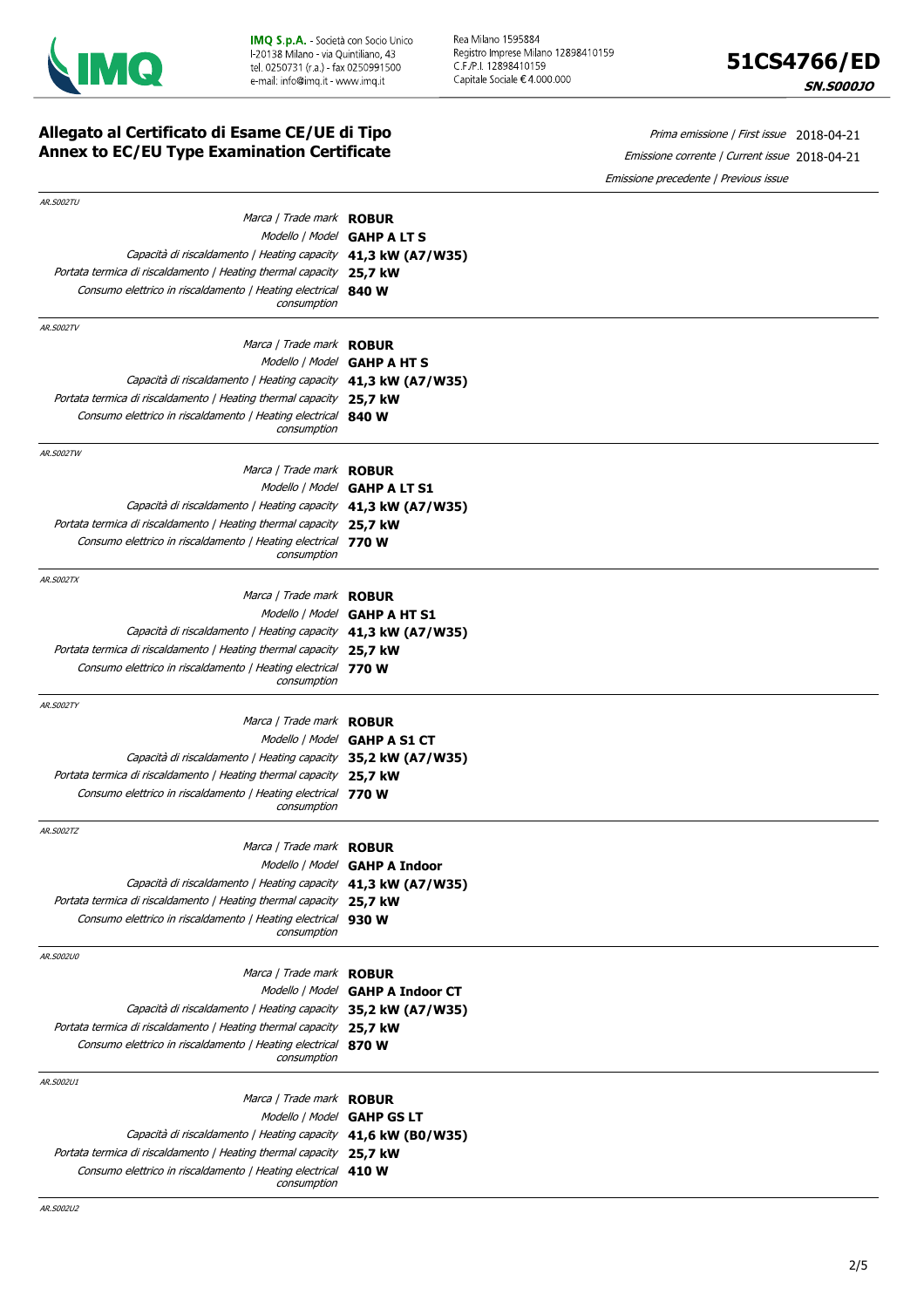## Allegato al Certificato di Esame CE/UE di Tipo
## Annex to EC/EU Type Examination Certificate

**51CS4766/ED**
***SN.S000JO***

*Prima emissione | First issue* 2018-04-21
*Emissione corrente | Current issue* 2018-04-21
*Emissione precedente | Previous issue*

*AR.S002TU*

| | |
|---|---|
| *Marca \| Trade mark* | **ROBUR** |
| *Modello \| Model* | **GAHP A LT S** |
| *Capacità di riscaldamento \| Heating capacity* | **41,3 kW (A7/W35)** |
| *Portata termica di riscaldamento \| Heating thermal capacity* | **25,7 kW** |
| *Consumo elettrico in riscaldamento \| Heating electrical consumption* | **840 W** |

*AR.S002TV*

| | |
|---|---|
| *Marca \| Trade mark* | **ROBUR** |
| *Modello \| Model* | **GAHP A HT S** |
| *Capacità di riscaldamento \| Heating capacity* | **41,3 kW (A7/W35)** |
| *Portata termica di riscaldamento \| Heating thermal capacity* | **25,7 kW** |
| *Consumo elettrico in riscaldamento \| Heating electrical consumption* | **840 W** |

*AR.S002TW*

| | |
|---|---|
| *Marca \| Trade mark* | **ROBUR** |
| *Modello \| Model* | **GAHP A LT S1** |
| *Capacità di riscaldamento \| Heating capacity* | **41,3 kW (A7/W35)** |
| *Portata termica di riscaldamento \| Heating thermal capacity* | **25,7 kW** |
| *Consumo elettrico in riscaldamento \| Heating electrical consumption* | **770 W** |

*AR.S002TX*

| | |
|---|---|
| *Marca \| Trade mark* | **ROBUR** |
| *Modello \| Model* | **GAHP A HT S1** |
| *Capacità di riscaldamento \| Heating capacity* | **41,3 kW (A7/W35)** |
| *Portata termica di riscaldamento \| Heating thermal capacity* | **25,7 kW** |
| *Consumo elettrico in riscaldamento \| Heating electrical consumption* | **770 W** |

*AR.S002TY*

| | |
|---|---|
| *Marca \| Trade mark* | **ROBUR** |
| *Modello \| Model* | **GAHP A S1 CT** |
| *Capacità di riscaldamento \| Heating capacity* | **35,2 kW (A7/W35)** |
| *Portata termica di riscaldamento \| Heating thermal capacity* | **25,7 kW** |
| *Consumo elettrico in riscaldamento \| Heating electrical consumption* | **770 W** |

*AR.S002TZ*

| | |
|---|---|
| *Marca \| Trade mark* | **ROBUR** |
| *Modello \| Model* | **GAHP A Indoor** |
| *Capacità di riscaldamento \| Heating capacity* | **41,3 kW (A7/W35)** |
| *Portata termica di riscaldamento \| Heating thermal capacity* | **25,7 kW** |
| *Consumo elettrico in riscaldamento \| Heating electrical consumption* | **930 W** |

*AR.S002U0*

| | |
|---|---|
| *Marca \| Trade mark* | **ROBUR** |
| *Modello \| Model* | **GAHP A Indoor CT** |
| *Capacità di riscaldamento \| Heating capacity* | **35,2 kW (A7/W35)** |
| *Portata termica di riscaldamento \| Heating thermal capacity* | **25,7 kW** |
| *Consumo elettrico in riscaldamento \| Heating electrical consumption* | **870 W** |

*AR.S002U1*

| | |
|---|---|
| *Marca \| Trade mark* | **ROBUR** |
| *Modello \| Model* | **GAHP GS LT** |
| *Capacità di riscaldamento \| Heating capacity* | **41,6 kW (B0/W35)** |
| *Portata termica di riscaldamento \| Heating thermal capacity* | **25,7 kW** |
| *Consumo elettrico in riscaldamento \| Heating electrical consumption* | **410 W** |

*AR.S002U2*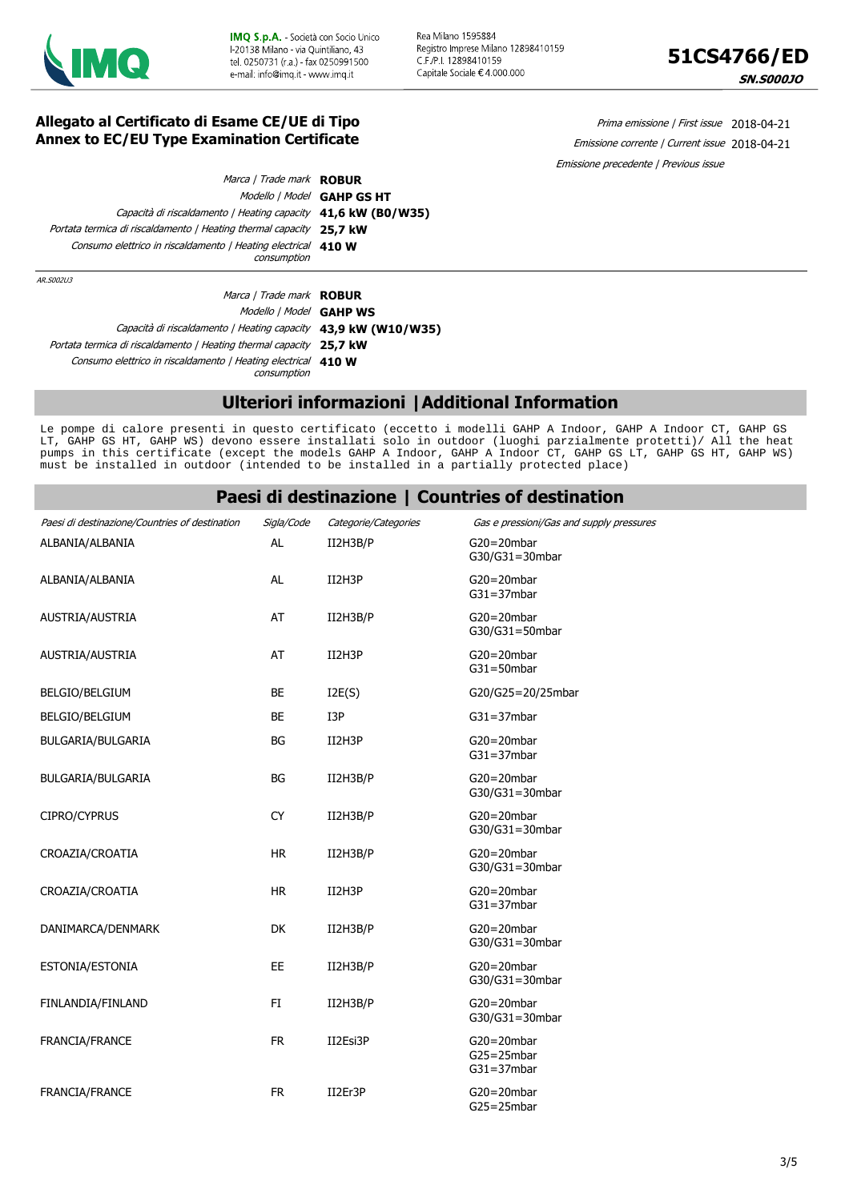**Allegato al Certificato di Esame CE/UE di Tipo**
**Annex to EC/EU Type Examination Certificate**

51CS4766/ED
SN.S000JO

*Prima emissione | First issue* 2018-04-21
*Emissione corrente | Current issue* 2018-04-21
*Emissione precedente | Previous issue*

| | |
|---|---|
| *Marca / Trade mark* | **ROBUR** |
| *Modello / Model* | **GAHP GS HT** |
| *Capacità di riscaldamento / Heating capacity* | **41,6 kW (B0/W35)** |
| *Portata termica di riscaldamento / Heating thermal capacity* | **25,7 kW** |
| *Consumo elettrico in riscaldamento / Heating electrical consumption* | **410 W** |

AR.S002U3

| | |
|---|---|
| *Marca / Trade mark* | **ROBUR** |
| *Modello / Model* | **GAHP WS** |
| *Capacità di riscaldamento / Heating capacity* | **43,9 kW (W10/W35)** |
| *Portata termica di riscaldamento / Heating thermal capacity* | **25,7 kW** |
| *Consumo elettrico in riscaldamento / Heating electrical consumption* | **410 W** |

## Ulteriori informazioni | Additional Information

Le pompe di calore presenti in questo certificato (eccetto i modelli GAHP A Indoor, GAHP A Indoor CT, GAHP GS LT, GAHP GS HT, GAHP WS) devono essere installati solo in outdoor (luoghi parzialmente protetti)/ All the heat pumps in this certificate (except the models GAHP A Indoor, GAHP A Indoor CT, GAHP GS LT, GAHP GS HT, GAHP WS) must be installed in outdoor (intended to be installed in a partially protected place)

## Paesi di destinazione | Countries of destination

| *Paesi di destinazione/Countries of destination* | *Sigla/Code* | *Categorie/Categories* | *Gas e pressioni/Gas and supply pressures* |
|---|---|---|---|
| ALBANIA/ALBANIA | AL | II2H3B/P | G20=20mbar<br>G30/G31=30mbar |
| ALBANIA/ALBANIA | AL | II2H3P | G20=20mbar<br>G31=37mbar |
| AUSTRIA/AUSTRIA | AT | II2H3B/P | G20=20mbar<br>G30/G31=50mbar |
| AUSTRIA/AUSTRIA | AT | II2H3P | G20=20mbar<br>G31=50mbar |
| BELGIO/BELGIUM | BE | I2E(S) | G20/G25=20/25mbar |
| BELGIO/BELGIUM | BE | I3P | G31=37mbar |
| BULGARIA/BULGARIA | BG | II2H3P | G20=20mbar<br>G31=37mbar |
| BULGARIA/BULGARIA | BG | II2H3B/P | G20=20mbar<br>G30/G31=30mbar |
| CIPRO/CYPRUS | CY | II2H3B/P | G20=20mbar<br>G30/G31=30mbar |
| CROAZIA/CROATIA | HR | II2H3B/P | G20=20mbar<br>G30/G31=30mbar |
| CROAZIA/CROATIA | HR | II2H3P | G20=20mbar<br>G31=37mbar |
| DANIMARCA/DENMARK | DK | II2H3B/P | G20=20mbar<br>G30/G31=30mbar |
| ESTONIA/ESTONIA | EE | II2H3B/P | G20=20mbar<br>G30/G31=30mbar |
| FINLANDIA/FINLAND | FI | II2H3B/P | G20=20mbar<br>G30/G31=30mbar |
| FRANCIA/FRANCE | FR | II2Esi3P | G20=20mbar<br>G25=25mbar<br>G31=37mbar |
| FRANCIA/FRANCE | FR | II2Er3P | G20=20mbar<br>G25=25mbar |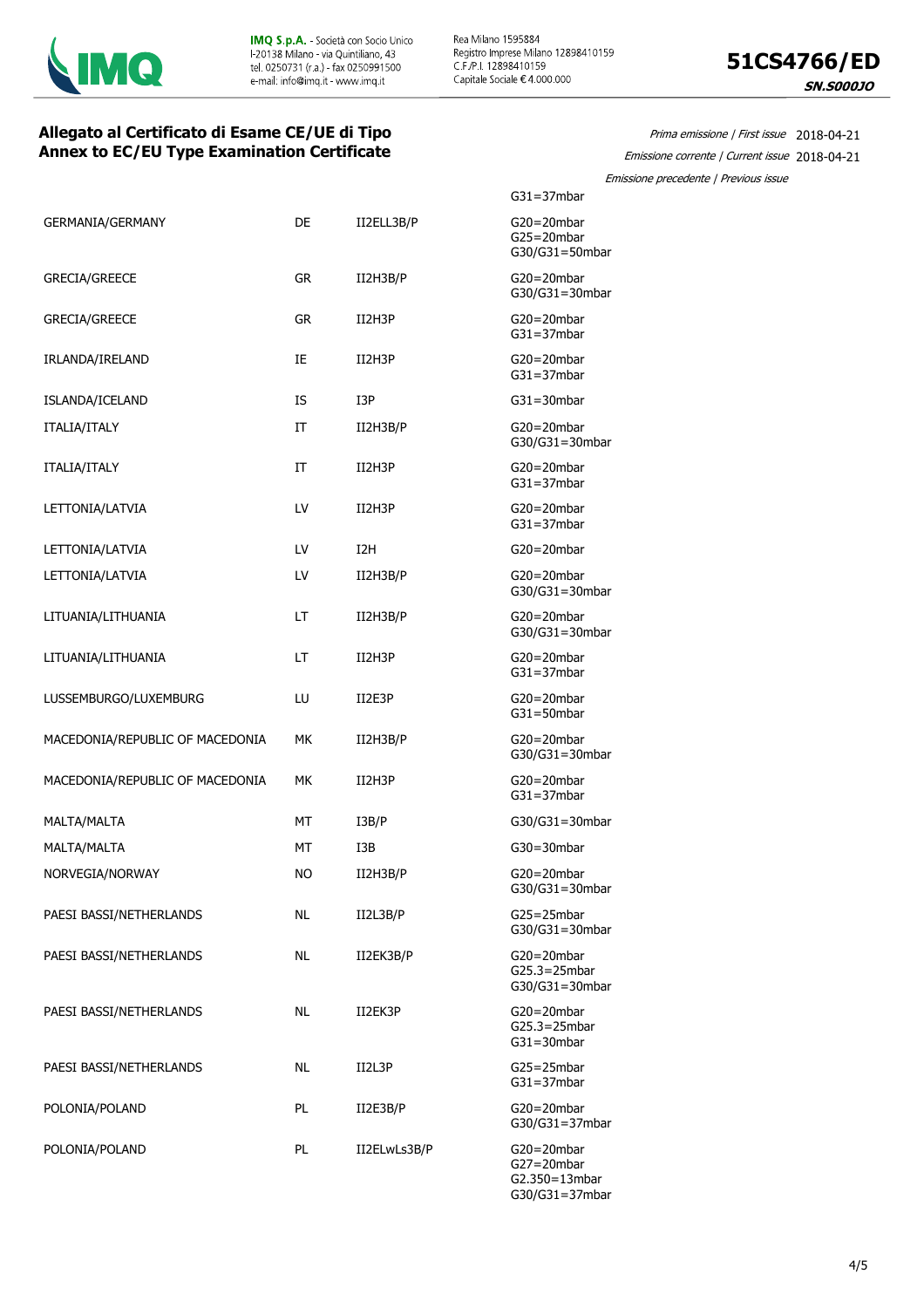## Allegato al Certificato di Esame CE/UE di Tipo
## Annex to EC/EU Type Examination Certificate

*Prima emissione | First issue* 2018-04-21
*Emissione corrente | Current issue* 2018-04-21
*Emissione precedente | Previous issue*

| | | | |
|---|---|---|---|
| | | | G31=37mbar |
| GERMANIA/GERMANY | DE | II2ELL3B/P | G20=20mbar<br>G25=20mbar<br>G30/G31=50mbar |
| GRECIA/GREECE | GR | II2H3B/P | G20=20mbar<br>G30/G31=30mbar |
| GRECIA/GREECE | GR | II2H3P | G20=20mbar<br>G31=37mbar |
| IRLANDA/IRELAND | IE | II2H3P | G20=20mbar<br>G31=37mbar |
| ISLANDA/ICELAND | IS | I3P | G31=30mbar |
| ITALIA/ITALY | IT | II2H3B/P | G20=20mbar<br>G30/G31=30mbar |
| ITALIA/ITALY | IT | II2H3P | G20=20mbar<br>G31=37mbar |
| LETTONIA/LATVIA | LV | II2H3P | G20=20mbar<br>G31=37mbar |
| LETTONIA/LATVIA | LV | I2H | G20=20mbar |
| LETTONIA/LATVIA | LV | II2H3B/P | G20=20mbar<br>G30/G31=30mbar |
| LITUANIA/LITHUANIA | LT | II2H3B/P | G20=20mbar<br>G30/G31=30mbar |
| LITUANIA/LITHUANIA | LT | II2H3P | G20=20mbar<br>G31=37mbar |
| LUSSEMBURGO/LUXEMBURG | LU | II2E3P | G20=20mbar<br>G31=50mbar |
| MACEDONIA/REPUBLIC OF MACEDONIA | MK | II2H3B/P | G20=20mbar<br>G30/G31=30mbar |
| MACEDONIA/REPUBLIC OF MACEDONIA | MK | II2H3P | G20=20mbar<br>G31=37mbar |
| MALTA/MALTA | MT | I3B/P | G30/G31=30mbar |
| MALTA/MALTA | MT | I3B | G30=30mbar |
| NORVEGIA/NORWAY | NO | II2H3B/P | G20=20mbar<br>G30/G31=30mbar |
| PAESI BASSI/NETHERLANDS | NL | II2L3B/P | G25=25mbar<br>G30/G31=30mbar |
| PAESI BASSI/NETHERLANDS | NL | II2EK3B/P | G20=20mbar<br>G25.3=25mbar<br>G30/G31=30mbar |
| PAESI BASSI/NETHERLANDS | NL | II2EK3P | G20=20mbar<br>G25.3=25mbar<br>G31=30mbar |
| PAESI BASSI/NETHERLANDS | NL | II2L3P | G25=25mbar<br>G31=37mbar |
| POLONIA/POLAND | PL | II2E3B/P | G20=20mbar<br>G30/G31=37mbar |
| POLONIA/POLAND | PL | II2ELwLs3B/P | G20=20mbar<br>G27=20mbar<br>G2.350=13mbar<br>G30/G31=37mbar |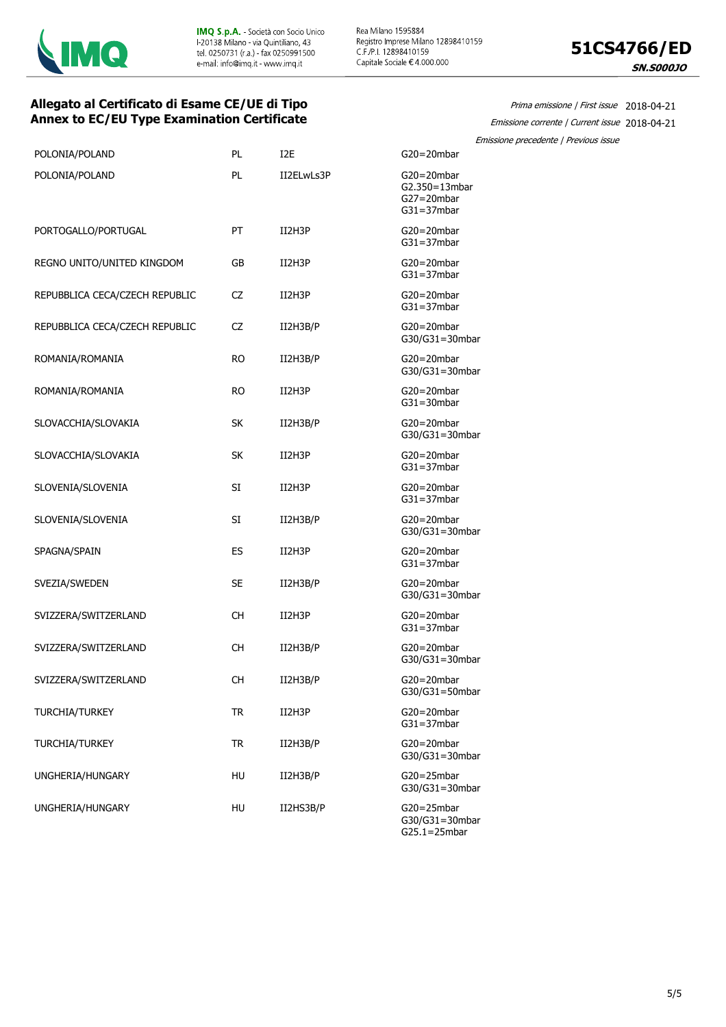**Allegato al Certificato di Esame CE/UE di Tipo**
**Annex to EC/EU Type Examination Certificate**

*Prima emissione | First issue* 2018-04-21
*Emissione corrente | Current issue* 2018-04-21
*Emissione precedente | Previous issue*

| | | | |
|---|---|---|---|
| POLONIA/POLAND | PL | I2E | G20=20mbar |
| POLONIA/POLAND | PL | II2ELwLs3P | G20=20mbar<br>G2.350=13mbar<br>G27=20mbar<br>G31=37mbar |
| PORTOGALLO/PORTUGAL | PT | II2H3P | G20=20mbar<br>G31=37mbar |
| REGNO UNITO/UNITED KINGDOM | GB | II2H3P | G20=20mbar<br>G31=37mbar |
| REPUBBLICA CECA/CZECH REPUBLIC | CZ | II2H3P | G20=20mbar<br>G31=37mbar |
| REPUBBLICA CECA/CZECH REPUBLIC | CZ | II2H3B/P | G20=20mbar<br>G30/G31=30mbar |
| ROMANIA/ROMANIA | RO | II2H3B/P | G20=20mbar<br>G30/G31=30mbar |
| ROMANIA/ROMANIA | RO | II2H3P | G20=20mbar<br>G31=30mbar |
| SLOVACCHIA/SLOVAKIA | SK | II2H3B/P | G20=20mbar<br>G30/G31=30mbar |
| SLOVACCHIA/SLOVAKIA | SK | II2H3P | G20=20mbar<br>G31=37mbar |
| SLOVENIA/SLOVENIA | SI | II2H3P | G20=20mbar<br>G31=37mbar |
| SLOVENIA/SLOVENIA | SI | II2H3B/P | G20=20mbar<br>G30/G31=30mbar |
| SPAGNA/SPAIN | ES | II2H3P | G20=20mbar<br>G31=37mbar |
| SVEZIA/SWEDEN | SE | II2H3B/P | G20=20mbar<br>G30/G31=30mbar |
| SVIZZERA/SWITZERLAND | CH | II2H3P | G20=20mbar<br>G31=37mbar |
| SVIZZERA/SWITZERLAND | CH | II2H3B/P | G20=20mbar<br>G30/G31=30mbar |
| SVIZZERA/SWITZERLAND | CH | II2H3B/P | G20=20mbar<br>G30/G31=50mbar |
| TURCHIA/TURKEY | TR | II2H3P | G20=20mbar<br>G31=37mbar |
| TURCHIA/TURKEY | TR | II2H3B/P | G20=20mbar<br>G30/G31=30mbar |
| UNGHERIA/HUNGARY | HU | II2H3B/P | G20=25mbar<br>G30/G31=30mbar |
| UNGHERIA/HUNGARY | HU | II2HS3B/P | G20=25mbar<br>G30/G31=30mbar<br>G25.1=25mbar |